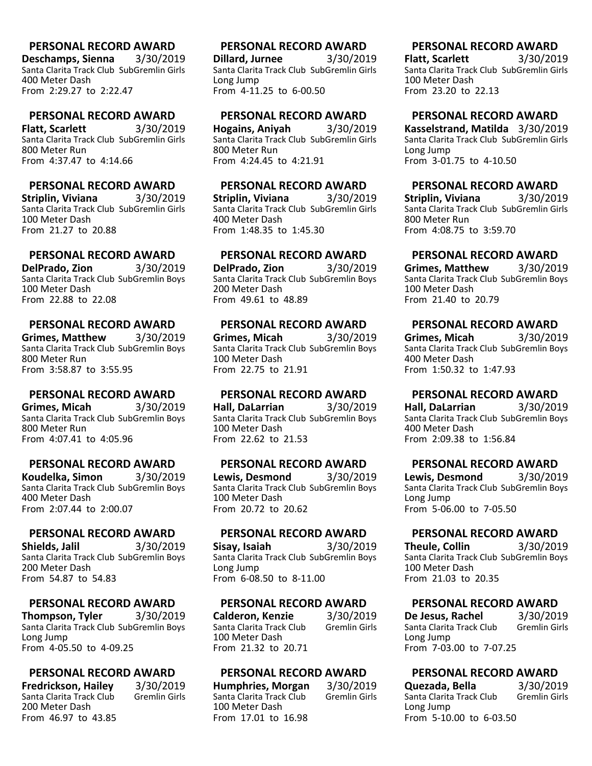**PERSONAL RECORD AWARD**
**Deschamps, Sienna** 3/30/2019
Santa Clarita Track Club SubGremlin Girls
400 Meter Dash
From 2:29.27 to 2:22.47

**PERSONAL RECORD AWARD**
**Dillard, Jurnee** 3/30/2019
Santa Clarita Track Club SubGremlin Girls
Long Jump
From 4-11.25 to 6-00.50

**PERSONAL RECORD AWARD**
**Flatt, Scarlett** 3/30/2019
Santa Clarita Track Club SubGremlin Girls
100 Meter Dash
From 23.20 to 22.13

**PERSONAL RECORD AWARD**
**Flatt, Scarlett** 3/30/2019
Santa Clarita Track Club SubGremlin Girls
800 Meter Run
From 4:37.47 to 4:14.66

**PERSONAL RECORD AWARD**
**Hogains, Aniyah** 3/30/2019
Santa Clarita Track Club SubGremlin Girls
800 Meter Run
From 4:24.45 to 4:21.91

**PERSONAL RECORD AWARD**
**Kasselstrand, Matilda** 3/30/2019
Santa Clarita Track Club SubGremlin Girls
Long Jump
From 3-01.75 to 4-10.50

**PERSONAL RECORD AWARD**
**Striplin, Viviana** 3/30/2019
Santa Clarita Track Club SubGremlin Girls
100 Meter Dash
From 21.27 to 20.88

**PERSONAL RECORD AWARD**
**Striplin, Viviana** 3/30/2019
Santa Clarita Track Club SubGremlin Girls
400 Meter Dash
From 1:48.35 to 1:45.30

**PERSONAL RECORD AWARD**
**Striplin, Viviana** 3/30/2019
Santa Clarita Track Club SubGremlin Girls
800 Meter Run
From 4:08.75 to 3:59.70

**PERSONAL RECORD AWARD**
**DelPrado, Zion** 3/30/2019
Santa Clarita Track Club SubGremlin Boys
100 Meter Dash
From 22.88 to 22.08

**PERSONAL RECORD AWARD**
**DelPrado, Zion** 3/30/2019
Santa Clarita Track Club SubGremlin Boys
200 Meter Dash
From 49.61 to 48.89

**PERSONAL RECORD AWARD**
**Grimes, Matthew** 3/30/2019
Santa Clarita Track Club SubGremlin Boys
100 Meter Dash
From 21.40 to 20.79

**PERSONAL RECORD AWARD**
**Grimes, Matthew** 3/30/2019
Santa Clarita Track Club SubGremlin Boys
800 Meter Run
From 3:58.87 to 3:55.95

**PERSONAL RECORD AWARD**
**Grimes, Micah** 3/30/2019
Santa Clarita Track Club SubGremlin Boys
100 Meter Dash
From 22.75 to 21.91

**PERSONAL RECORD AWARD**
**Grimes, Micah** 3/30/2019
Santa Clarita Track Club SubGremlin Boys
400 Meter Dash
From 1:50.32 to 1:47.93

**PERSONAL RECORD AWARD**
**Grimes, Micah** 3/30/2019
Santa Clarita Track Club SubGremlin Boys
800 Meter Run
From 4:07.41 to 4:05.96

**PERSONAL RECORD AWARD**
**Hall, DaLarrian** 3/30/2019
Santa Clarita Track Club SubGremlin Boys
100 Meter Dash
From 22.62 to 21.53

**PERSONAL RECORD AWARD**
**Hall, DaLarrian** 3/30/2019
Santa Clarita Track Club SubGremlin Boys
400 Meter Dash
From 2:09.38 to 1:56.84

**PERSONAL RECORD AWARD**
**Koudelka, Simon** 3/30/2019
Santa Clarita Track Club SubGremlin Boys
400 Meter Dash
From 2:07.44 to 2:00.07

**PERSONAL RECORD AWARD**
**Lewis, Desmond** 3/30/2019
Santa Clarita Track Club SubGremlin Boys
100 Meter Dash
From 20.72 to 20.62

**PERSONAL RECORD AWARD**
**Lewis, Desmond** 3/30/2019
Santa Clarita Track Club SubGremlin Boys
Long Jump
From 5-06.00 to 7-05.50

**PERSONAL RECORD AWARD**
**Shields, Jalil** 3/30/2019
Santa Clarita Track Club SubGremlin Boys
200 Meter Dash
From 54.87 to 54.83

**PERSONAL RECORD AWARD**
**Sisay, Isaiah** 3/30/2019
Santa Clarita Track Club SubGremlin Boys
Long Jump
From 6-08.50 to 8-11.00

**PERSONAL RECORD AWARD**
**Theule, Collin** 3/30/2019
Santa Clarita Track Club SubGremlin Boys
100 Meter Dash
From 21.03 to 20.35

**PERSONAL RECORD AWARD**
**Thompson, Tyler** 3/30/2019
Santa Clarita Track Club SubGremlin Boys
Long Jump
From 4-05.50 to 4-09.25

**PERSONAL RECORD AWARD**
**Calderon, Kenzie** 3/30/2019
Santa Clarita Track Club Gremlin Girls
100 Meter Dash
From 21.32 to 20.71

**PERSONAL RECORD AWARD**
**De Jesus, Rachel** 3/30/2019
Santa Clarita Track Club Gremlin Girls
Long Jump
From 7-03.00 to 7-07.25

**PERSONAL RECORD AWARD**
**Fredrickson, Hailey** 3/30/2019
Santa Clarita Track Club Gremlin Girls
200 Meter Dash
From 46.97 to 43.85

**PERSONAL RECORD AWARD**
**Humphries, Morgan** 3/30/2019
Santa Clarita Track Club Gremlin Girls
100 Meter Dash
From 17.01 to 16.98

**PERSONAL RECORD AWARD**
**Quezada, Bella** 3/30/2019
Santa Clarita Track Club Gremlin Girls
Long Jump
From 5-10.00 to 6-03.50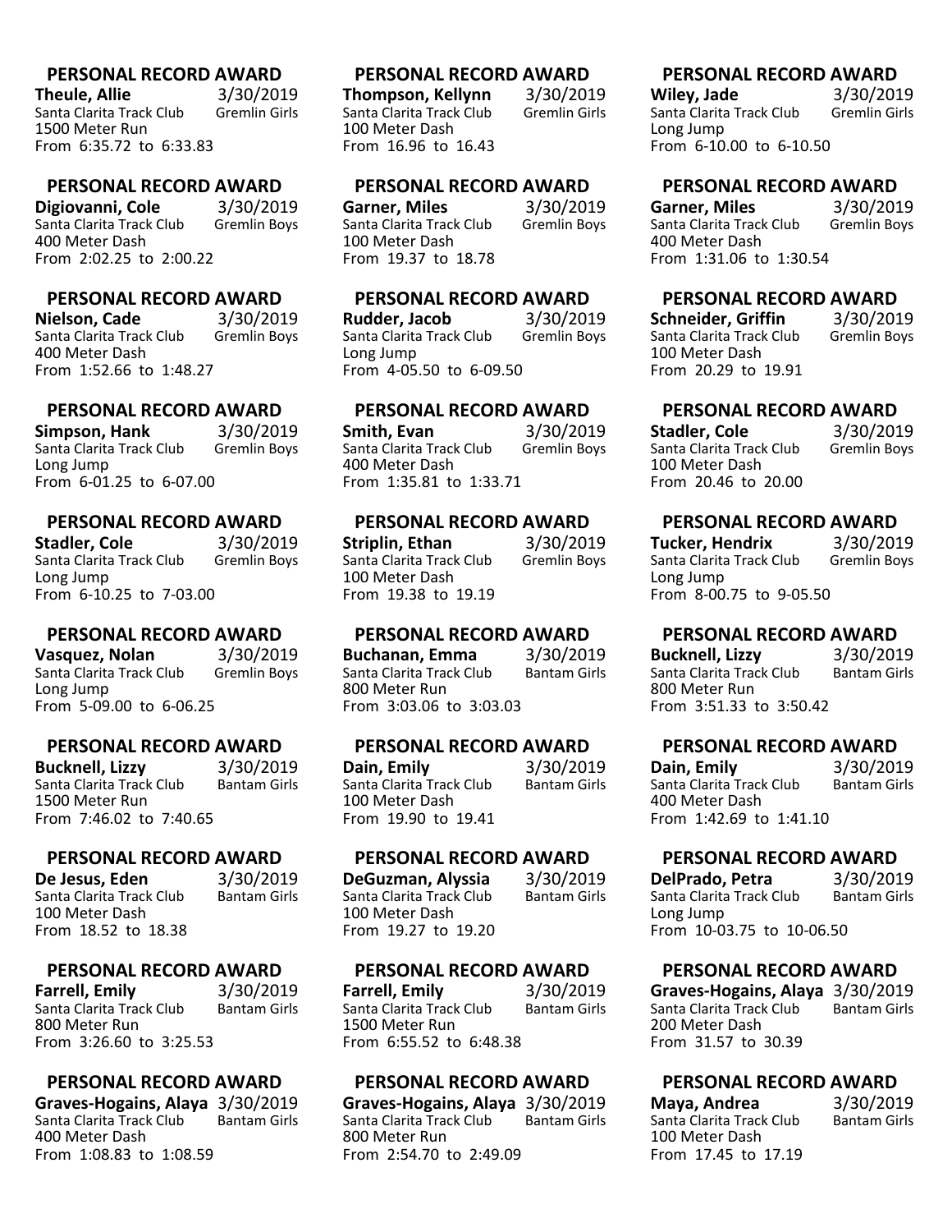**PERSONAL RECORD AWARD**
**Theule, Allie** 3/30/2019
Santa Clarita Track Club Gremlin Girls
1500 Meter Run
From 6:35.72 to 6:33.83

**PERSONAL RECORD AWARD**
**Thompson, Kellynn** 3/30/2019
Santa Clarita Track Club Gremlin Girls
100 Meter Dash
From 16.96 to 16.43

**PERSONAL RECORD AWARD**
**Wiley, Jade** 3/30/2019
Santa Clarita Track Club Gremlin Girls
Long Jump
From 6-10.00 to 6-10.50

**PERSONAL RECORD AWARD**
**Digiovanni, Cole** 3/30/2019
Santa Clarita Track Club Gremlin Boys
400 Meter Dash
From 2:02.25 to 2:00.22

**PERSONAL RECORD AWARD**
**Garner, Miles** 3/30/2019
Santa Clarita Track Club Gremlin Boys
100 Meter Dash
From 19.37 to 18.78

**PERSONAL RECORD AWARD**
**Garner, Miles** 3/30/2019
Santa Clarita Track Club Gremlin Boys
400 Meter Dash
From 1:31.06 to 1:30.54

**PERSONAL RECORD AWARD**
**Nielson, Cade** 3/30/2019
Santa Clarita Track Club Gremlin Boys
400 Meter Dash
From 1:52.66 to 1:48.27

**PERSONAL RECORD AWARD**
**Rudder, Jacob** 3/30/2019
Santa Clarita Track Club Gremlin Boys
Long Jump
From 4-05.50 to 6-09.50

**PERSONAL RECORD AWARD**
**Schneider, Griffin** 3/30/2019
Santa Clarita Track Club Gremlin Boys
100 Meter Dash
From 20.29 to 19.91

**PERSONAL RECORD AWARD**
**Simpson, Hank** 3/30/2019
Santa Clarita Track Club Gremlin Boys
Long Jump
From 6-01.25 to 6-07.00

**PERSONAL RECORD AWARD**
**Smith, Evan** 3/30/2019
Santa Clarita Track Club Gremlin Boys
400 Meter Dash
From 1:35.81 to 1:33.71

**PERSONAL RECORD AWARD**
**Stadler, Cole** 3/30/2019
Santa Clarita Track Club Gremlin Boys
100 Meter Dash
From 20.46 to 20.00

**PERSONAL RECORD AWARD**
**Stadler, Cole** 3/30/2019
Santa Clarita Track Club Gremlin Boys
Long Jump
From 6-10.25 to 7-03.00

**PERSONAL RECORD AWARD**
**Striplin, Ethan** 3/30/2019
Santa Clarita Track Club Gremlin Boys
100 Meter Dash
From 19.38 to 19.19

**PERSONAL RECORD AWARD**
**Tucker, Hendrix** 3/30/2019
Santa Clarita Track Club Gremlin Boys
Long Jump
From 8-00.75 to 9-05.50

**PERSONAL RECORD AWARD**
**Vasquez, Nolan** 3/30/2019
Santa Clarita Track Club Gremlin Boys
Long Jump
From 5-09.00 to 6-06.25

**PERSONAL RECORD AWARD**
**Buchanan, Emma** 3/30/2019
Santa Clarita Track Club Bantam Girls
800 Meter Run
From 3:03.06 to 3:03.03

**PERSONAL RECORD AWARD**
**Bucknell, Lizzy** 3/30/2019
Santa Clarita Track Club Bantam Girls
800 Meter Run
From 3:51.33 to 3:50.42

**PERSONAL RECORD AWARD**
**Bucknell, Lizzy** 3/30/2019
Santa Clarita Track Club Bantam Girls
1500 Meter Run
From 7:46.02 to 7:40.65

**PERSONAL RECORD AWARD**
**Dain, Emily** 3/30/2019
Santa Clarita Track Club Bantam Girls
100 Meter Dash
From 19.90 to 19.41

**PERSONAL RECORD AWARD**
**Dain, Emily** 3/30/2019
Santa Clarita Track Club Bantam Girls
400 Meter Dash
From 1:42.69 to 1:41.10

**PERSONAL RECORD AWARD**
**De Jesus, Eden** 3/30/2019
Santa Clarita Track Club Bantam Girls
100 Meter Dash
From 18.52 to 18.38

**PERSONAL RECORD AWARD**
**DeGuzman, Alyssia** 3/30/2019
Santa Clarita Track Club Bantam Girls
100 Meter Dash
From 19.27 to 19.20

**PERSONAL RECORD AWARD**
**DelPrado, Petra** 3/30/2019
Santa Clarita Track Club Bantam Girls
Long Jump
From 10-03.75 to 10-06.50

**PERSONAL RECORD AWARD**
**Farrell, Emily** 3/30/2019
Santa Clarita Track Club Bantam Girls
800 Meter Run
From 3:26.60 to 3:25.53

**PERSONAL RECORD AWARD**
**Farrell, Emily** 3/30/2019
Santa Clarita Track Club Bantam Girls
1500 Meter Run
From 6:55.52 to 6:48.38

**PERSONAL RECORD AWARD**
**Graves-Hogains, Alaya** 3/30/2019
Santa Clarita Track Club Bantam Girls
200 Meter Dash
From 31.57 to 30.39

**PERSONAL RECORD AWARD**
**Graves-Hogains, Alaya** 3/30/2019
Santa Clarita Track Club Bantam Girls
400 Meter Dash
From 1:08.83 to 1:08.59

**PERSONAL RECORD AWARD**
**Graves-Hogains, Alaya** 3/30/2019
Santa Clarita Track Club Bantam Girls
800 Meter Run
From 2:54.70 to 2:49.09

**PERSONAL RECORD AWARD**
**Maya, Andrea** 3/30/2019
Santa Clarita Track Club Bantam Girls
100 Meter Dash
From 17.45 to 17.19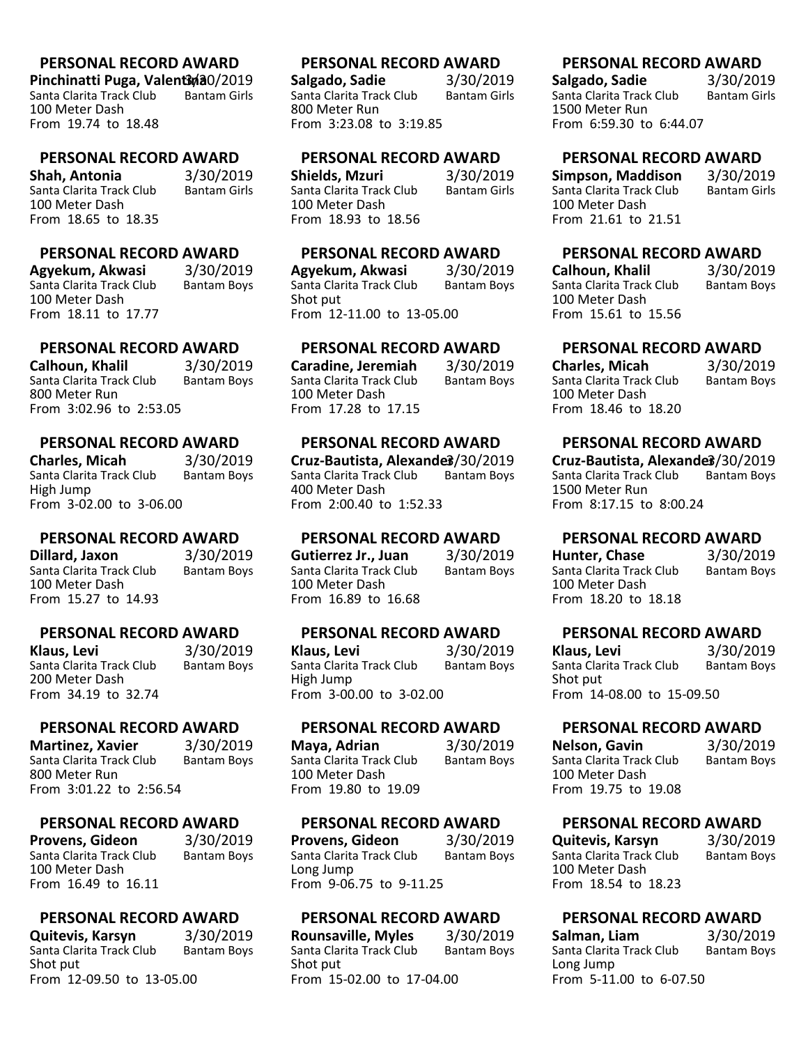## PERSONAL RECORD AWARD

**Pinchinatti Puga, Valentina** 3/30/2019
Santa Clarita Track Club Bantam Girls
100 Meter Dash
From 19.74 to 18.48

## PERSONAL RECORD AWARD

**Salgado, Sadie** 3/30/2019
Santa Clarita Track Club Bantam Girls
800 Meter Run
From 3:23.08 to 3:19.85

## PERSONAL RECORD AWARD

**Salgado, Sadie** 3/30/2019
Santa Clarita Track Club Bantam Girls
1500 Meter Run
From 6:59.30 to 6:44.07

## PERSONAL RECORD AWARD

**Shah, Antonia** 3/30/2019
Santa Clarita Track Club Bantam Girls
100 Meter Dash
From 18.65 to 18.35

## PERSONAL RECORD AWARD

**Shields, Mzuri** 3/30/2019
Santa Clarita Track Club Bantam Girls
100 Meter Dash
From 18.93 to 18.56

## PERSONAL RECORD AWARD

**Simpson, Maddison** 3/30/2019
Santa Clarita Track Club Bantam Girls
100 Meter Dash
From 21.61 to 21.51

## PERSONAL RECORD AWARD

**Agyekum, Akwasi** 3/30/2019
Santa Clarita Track Club Bantam Boys
100 Meter Dash
From 18.11 to 17.77

## PERSONAL RECORD AWARD

**Agyekum, Akwasi** 3/30/2019
Santa Clarita Track Club Bantam Boys
Shot put
From 12-11.00 to 13-05.00

## PERSONAL RECORD AWARD

**Calhoun, Khalil** 3/30/2019
Santa Clarita Track Club Bantam Boys
100 Meter Dash
From 15.61 to 15.56

## PERSONAL RECORD AWARD

**Calhoun, Khalil** 3/30/2019
Santa Clarita Track Club Bantam Boys
800 Meter Run
From 3:02.96 to 2:53.05

## PERSONAL RECORD AWARD

**Caradine, Jeremiah** 3/30/2019
Santa Clarita Track Club Bantam Boys
100 Meter Dash
From 17.28 to 17.15

## PERSONAL RECORD AWARD

**Charles, Micah** 3/30/2019
Santa Clarita Track Club Bantam Boys
100 Meter Dash
From 18.46 to 18.20

## PERSONAL RECORD AWARD

**Charles, Micah** 3/30/2019
Santa Clarita Track Club Bantam Boys
High Jump
From 3-02.00 to 3-06.00

## PERSONAL RECORD AWARD

**Cruz-Bautista, Alexander** 3/30/2019
Santa Clarita Track Club Bantam Boys
400 Meter Dash
From 2:00.40 to 1:52.33

## PERSONAL RECORD AWARD

**Cruz-Bautista, Alexander** 3/30/2019
Santa Clarita Track Club Bantam Boys
1500 Meter Run
From 8:17.15 to 8:00.24

## PERSONAL RECORD AWARD

**Dillard, Jaxon** 3/30/2019
Santa Clarita Track Club Bantam Boys
100 Meter Dash
From 15.27 to 14.93

## PERSONAL RECORD AWARD

**Gutierrez Jr., Juan** 3/30/2019
Santa Clarita Track Club Bantam Boys
100 Meter Dash
From 16.89 to 16.68

## PERSONAL RECORD AWARD

**Hunter, Chase** 3/30/2019
Santa Clarita Track Club Bantam Boys
100 Meter Dash
From 18.20 to 18.18

## PERSONAL RECORD AWARD

**Klaus, Levi** 3/30/2019
Santa Clarita Track Club Bantam Boys
200 Meter Dash
From 34.19 to 32.74

## PERSONAL RECORD AWARD

**Klaus, Levi** 3/30/2019
Santa Clarita Track Club Bantam Boys
High Jump
From 3-00.00 to 3-02.00

## PERSONAL RECORD AWARD

**Klaus, Levi** 3/30/2019
Santa Clarita Track Club Bantam Boys
Shot put
From 14-08.00 to 15-09.50

## PERSONAL RECORD AWARD

**Martinez, Xavier** 3/30/2019
Santa Clarita Track Club Bantam Boys
800 Meter Run
From 3:01.22 to 2:56.54

## PERSONAL RECORD AWARD

**Maya, Adrian** 3/30/2019
Santa Clarita Track Club Bantam Boys
100 Meter Dash
From 19.80 to 19.09

## PERSONAL RECORD AWARD

**Nelson, Gavin** 3/30/2019
Santa Clarita Track Club Bantam Boys
100 Meter Dash
From 19.75 to 19.08

## PERSONAL RECORD AWARD

**Provens, Gideon** 3/30/2019
Santa Clarita Track Club Bantam Boys
100 Meter Dash
From 16.49 to 16.11

## PERSONAL RECORD AWARD

**Provens, Gideon** 3/30/2019
Santa Clarita Track Club Bantam Boys
Long Jump
From 9-06.75 to 9-11.25

## PERSONAL RECORD AWARD

**Quitevis, Karsyn** 3/30/2019
Santa Clarita Track Club Bantam Boys
100 Meter Dash
From 18.54 to 18.23

## PERSONAL RECORD AWARD

**Quitevis, Karsyn** 3/30/2019
Santa Clarita Track Club Bantam Boys
Shot put
From 12-09.50 to 13-05.00

## PERSONAL RECORD AWARD

**Rounsaville, Myles** 3/30/2019
Santa Clarita Track Club Bantam Boys
Shot put
From 15-02.00 to 17-04.00

## PERSONAL RECORD AWARD

**Salman, Liam** 3/30/2019
Santa Clarita Track Club Bantam Boys
Long Jump
From 5-11.00 to 6-07.50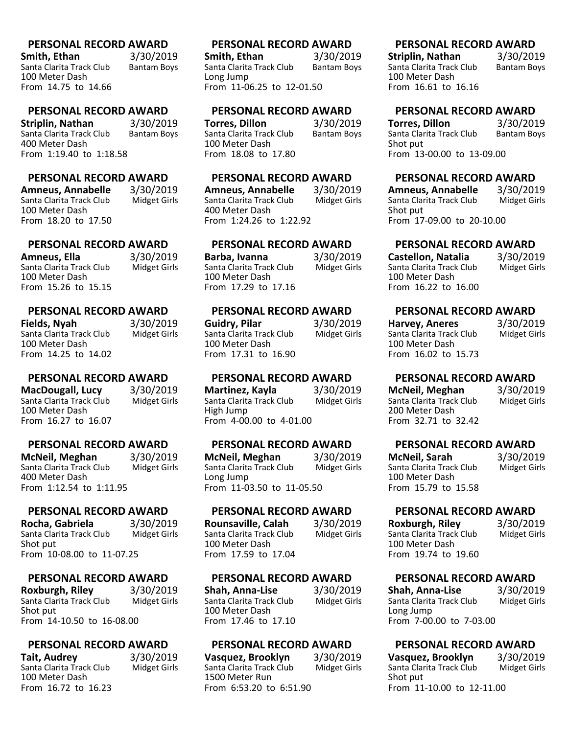**PERSONAL RECORD AWARD**

**Smith, Ethan** 3/30/2019
Santa Clarita Track Club Bantam Boys
100 Meter Dash
From 14.75 to 14.66

**PERSONAL RECORD AWARD**

**Smith, Ethan** 3/30/2019
Santa Clarita Track Club Bantam Boys
Long Jump
From 11-06.25 to 12-01.50

**PERSONAL RECORD AWARD**

**Striplin, Nathan** 3/30/2019
Santa Clarita Track Club Bantam Boys
100 Meter Dash
From 16.61 to 16.16

**PERSONAL RECORD AWARD**

**Striplin, Nathan** 3/30/2019
Santa Clarita Track Club Bantam Boys
400 Meter Dash
From 1:19.40 to 1:18.58

**PERSONAL RECORD AWARD**

**Torres, Dillon** 3/30/2019
Santa Clarita Track Club Bantam Boys
100 Meter Dash
From 18.08 to 17.80

**PERSONAL RECORD AWARD**

**Torres, Dillon** 3/30/2019
Santa Clarita Track Club Bantam Boys
Shot put
From 13-00.00 to 13-09.00

**PERSONAL RECORD AWARD**

**Amneus, Annabelle** 3/30/2019
Santa Clarita Track Club Midget Girls
100 Meter Dash
From 18.20 to 17.50

**PERSONAL RECORD AWARD**

**Amneus, Annabelle** 3/30/2019
Santa Clarita Track Club Midget Girls
400 Meter Dash
From 1:24.26 to 1:22.92

**PERSONAL RECORD AWARD**

**Amneus, Annabelle** 3/30/2019
Santa Clarita Track Club Midget Girls
Shot put
From 17-09.00 to 20-10.00

**PERSONAL RECORD AWARD**

**Amneus, Ella** 3/30/2019
Santa Clarita Track Club Midget Girls
100 Meter Dash
From 15.26 to 15.15

**PERSONAL RECORD AWARD**

**Barba, Ivanna** 3/30/2019
Santa Clarita Track Club Midget Girls
100 Meter Dash
From 17.29 to 17.16

**PERSONAL RECORD AWARD**

**Castellon, Natalia** 3/30/2019
Santa Clarita Track Club Midget Girls
100 Meter Dash
From 16.22 to 16.00

**PERSONAL RECORD AWARD**

**Fields, Nyah** 3/30/2019
Santa Clarita Track Club Midget Girls
100 Meter Dash
From 14.25 to 14.02

**PERSONAL RECORD AWARD**

**Guidry, Pilar** 3/30/2019
Santa Clarita Track Club Midget Girls
100 Meter Dash
From 17.31 to 16.90

**PERSONAL RECORD AWARD**

**Harvey, Aneres** 3/30/2019
Santa Clarita Track Club Midget Girls
100 Meter Dash
From 16.02 to 15.73

**PERSONAL RECORD AWARD**

**MacDougall, Lucy** 3/30/2019
Santa Clarita Track Club Midget Girls
100 Meter Dash
From 16.27 to 16.07

**PERSONAL RECORD AWARD**

**Martinez, Kayla** 3/30/2019
Santa Clarita Track Club Midget Girls
High Jump
From 4-00.00 to 4-01.00

**PERSONAL RECORD AWARD**

**McNeil, Meghan** 3/30/2019
Santa Clarita Track Club Midget Girls
200 Meter Dash
From 32.71 to 32.42

**PERSONAL RECORD AWARD**

**McNeil, Meghan** 3/30/2019
Santa Clarita Track Club Midget Girls
400 Meter Dash
From 1:12.54 to 1:11.95

**PERSONAL RECORD AWARD**

**McNeil, Meghan** 3/30/2019
Santa Clarita Track Club Midget Girls
Long Jump
From 11-03.50 to 11-05.50

**PERSONAL RECORD AWARD**

**McNeil, Sarah** 3/30/2019
Santa Clarita Track Club Midget Girls
100 Meter Dash
From 15.79 to 15.58

**PERSONAL RECORD AWARD**

**Rocha, Gabriela** 3/30/2019
Santa Clarita Track Club Midget Girls
Shot put
From 10-08.00 to 11-07.25

**PERSONAL RECORD AWARD**

**Rounsaville, Calah** 3/30/2019
Santa Clarita Track Club Midget Girls
100 Meter Dash
From 17.59 to 17.04

**PERSONAL RECORD AWARD**

**Roxburgh, Riley** 3/30/2019
Santa Clarita Track Club Midget Girls
100 Meter Dash
From 19.74 to 19.60

**PERSONAL RECORD AWARD**

**Roxburgh, Riley** 3/30/2019
Santa Clarita Track Club Midget Girls
Shot put
From 14-10.50 to 16-08.00

**PERSONAL RECORD AWARD**

**Shah, Anna-Lise** 3/30/2019
Santa Clarita Track Club Midget Girls
100 Meter Dash
From 17.46 to 17.10

**PERSONAL RECORD AWARD**

**Shah, Anna-Lise** 3/30/2019
Santa Clarita Track Club Midget Girls
Long Jump
From 7-00.00 to 7-03.00

**PERSONAL RECORD AWARD**

**Tait, Audrey** 3/30/2019
Santa Clarita Track Club Midget Girls
100 Meter Dash
From 16.72 to 16.23

**PERSONAL RECORD AWARD**

**Vasquez, Brooklyn** 3/30/2019
Santa Clarita Track Club Midget Girls
1500 Meter Run
From 6:53.20 to 6:51.90

**PERSONAL RECORD AWARD**

**Vasquez, Brooklyn** 3/30/2019
Santa Clarita Track Club Midget Girls
Shot put
From 11-10.00 to 12-11.00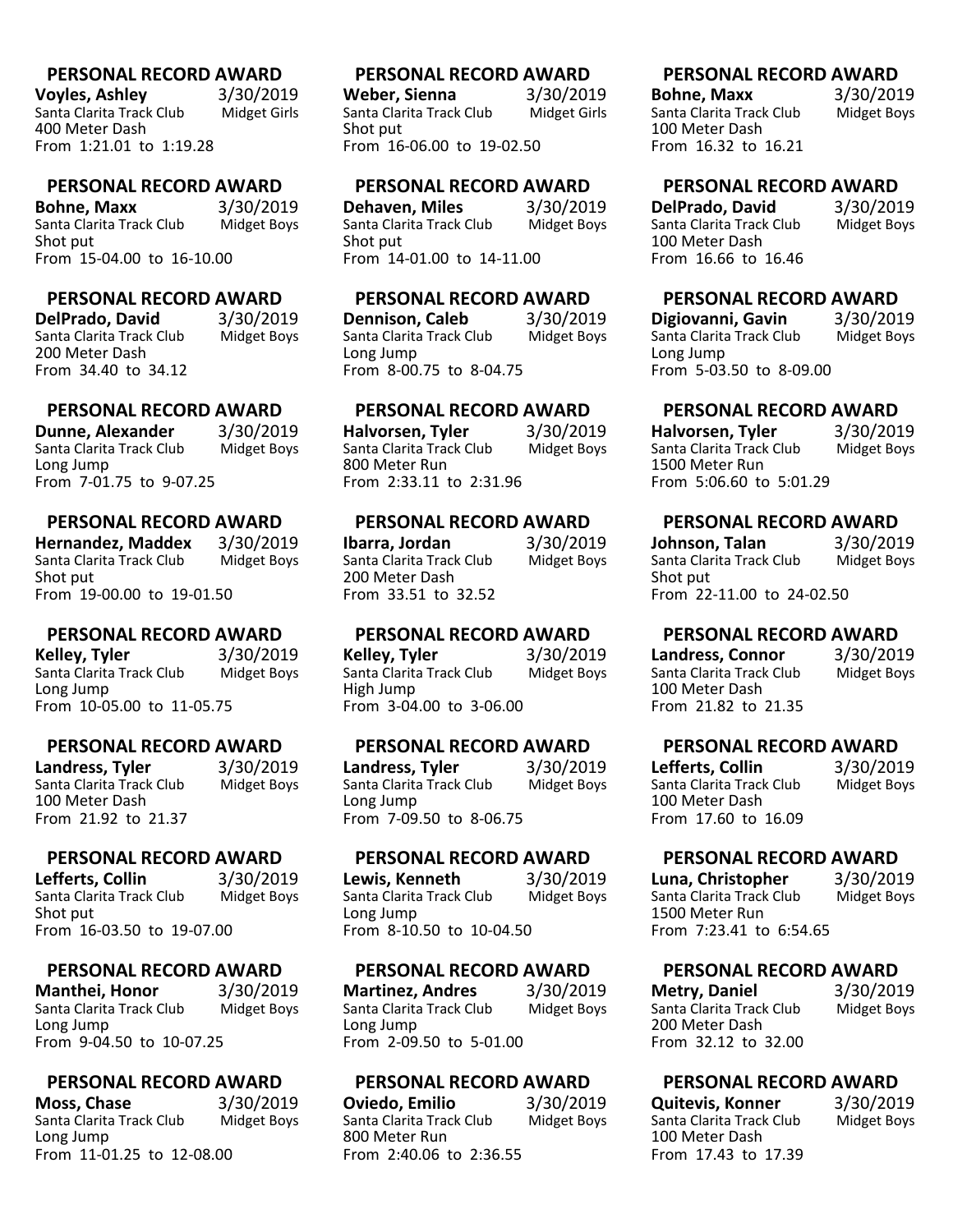### PERSONAL RECORD AWARD

**Voyles, Ashley** 3/30/2019
Santa Clarita Track Club Midget Girls
400 Meter Dash
From 1:21.01 to 1:19.28

### PERSONAL RECORD AWARD

**Bohne, Maxx** 3/30/2019
Santa Clarita Track Club Midget Boys
Shot put
From 15-04.00 to 16-10.00

### PERSONAL RECORD AWARD

**DelPrado, David** 3/30/2019
Santa Clarita Track Club Midget Boys
200 Meter Dash
From 34.40 to 34.12

### PERSONAL RECORD AWARD

**Dunne, Alexander** 3/30/2019
Santa Clarita Track Club Midget Boys
Long Jump
From 7-01.75 to 9-07.25

### PERSONAL RECORD AWARD

**Hernandez, Maddex** 3/30/2019
Santa Clarita Track Club Midget Boys
Shot put
From 19-00.00 to 19-01.50

### PERSONAL RECORD AWARD

**Kelley, Tyler** 3/30/2019
Santa Clarita Track Club Midget Boys
Long Jump
From 10-05.00 to 11-05.75

### PERSONAL RECORD AWARD

**Landress, Tyler** 3/30/2019
Santa Clarita Track Club Midget Boys
100 Meter Dash
From 21.92 to 21.37

### PERSONAL RECORD AWARD

**Lefferts, Collin** 3/30/2019
Santa Clarita Track Club Midget Boys
Shot put
From 16-03.50 to 19-07.00

### PERSONAL RECORD AWARD

**Manthei, Honor** 3/30/2019
Santa Clarita Track Club Midget Boys
Long Jump
From 9-04.50 to 10-07.25

### PERSONAL RECORD AWARD

**Moss, Chase** 3/30/2019
Santa Clarita Track Club Midget Boys
Long Jump
From 11-01.25 to 12-08.00

### PERSONAL RECORD AWARD

**Weber, Sienna** 3/30/2019
Santa Clarita Track Club Midget Girls
Shot put
From 16-06.00 to 19-02.50

### PERSONAL RECORD AWARD

**Dehaven, Miles** 3/30/2019
Santa Clarita Track Club Midget Boys
Shot put
From 14-01.00 to 14-11.00

### PERSONAL RECORD AWARD

**Dennison, Caleb** 3/30/2019
Santa Clarita Track Club Midget Boys
Long Jump
From 8-00.75 to 8-04.75

### PERSONAL RECORD AWARD

**Halvorsen, Tyler** 3/30/2019
Santa Clarita Track Club Midget Boys
800 Meter Run
From 2:33.11 to 2:31.96

### PERSONAL RECORD AWARD

**Ibarra, Jordan** 3/30/2019
Santa Clarita Track Club Midget Boys
200 Meter Dash
From 33.51 to 32.52

### PERSONAL RECORD AWARD

**Kelley, Tyler** 3/30/2019
Santa Clarita Track Club Midget Boys
High Jump
From 3-04.00 to 3-06.00

### PERSONAL RECORD AWARD

**Landress, Tyler** 3/30/2019
Santa Clarita Track Club Midget Boys
Long Jump
From 7-09.50 to 8-06.75

### PERSONAL RECORD AWARD

**Lewis, Kenneth** 3/30/2019
Santa Clarita Track Club Midget Boys
Long Jump
From 8-10.50 to 10-04.50

### PERSONAL RECORD AWARD

**Martinez, Andres** 3/30/2019
Santa Clarita Track Club Midget Boys
Long Jump
From 2-09.50 to 5-01.00

### PERSONAL RECORD AWARD

**Oviedo, Emilio** 3/30/2019
Santa Clarita Track Club Midget Boys
800 Meter Run
From 2:40.06 to 2:36.55

### PERSONAL RECORD AWARD

**Bohne, Maxx** 3/30/2019
Santa Clarita Track Club Midget Boys
100 Meter Dash
From 16.32 to 16.21

### PERSONAL RECORD AWARD

**DelPrado, David** 3/30/2019
Santa Clarita Track Club Midget Boys
100 Meter Dash
From 16.66 to 16.46

### PERSONAL RECORD AWARD

**Digiovanni, Gavin** 3/30/2019
Santa Clarita Track Club Midget Boys
Long Jump
From 5-03.50 to 8-09.00

### PERSONAL RECORD AWARD

**Halvorsen, Tyler** 3/30/2019
Santa Clarita Track Club Midget Boys
1500 Meter Run
From 5:06.60 to 5:01.29

### PERSONAL RECORD AWARD

**Johnson, Talan** 3/30/2019
Santa Clarita Track Club Midget Boys
Shot put
From 22-11.00 to 24-02.50

### PERSONAL RECORD AWARD

**Landress, Connor** 3/30/2019
Santa Clarita Track Club Midget Boys
100 Meter Dash
From 21.82 to 21.35

### PERSONAL RECORD AWARD

**Lefferts, Collin** 3/30/2019
Santa Clarita Track Club Midget Boys
100 Meter Dash
From 17.60 to 16.09

### PERSONAL RECORD AWARD

**Luna, Christopher** 3/30/2019
Santa Clarita Track Club Midget Boys
1500 Meter Run
From 7:23.41 to 6:54.65

### PERSONAL RECORD AWARD

**Metry, Daniel** 3/30/2019
Santa Clarita Track Club Midget Boys
200 Meter Dash
From 32.12 to 32.00

### PERSONAL RECORD AWARD

**Quitevis, Konner** 3/30/2019
Santa Clarita Track Club Midget Boys
100 Meter Dash
From 17.43 to 17.39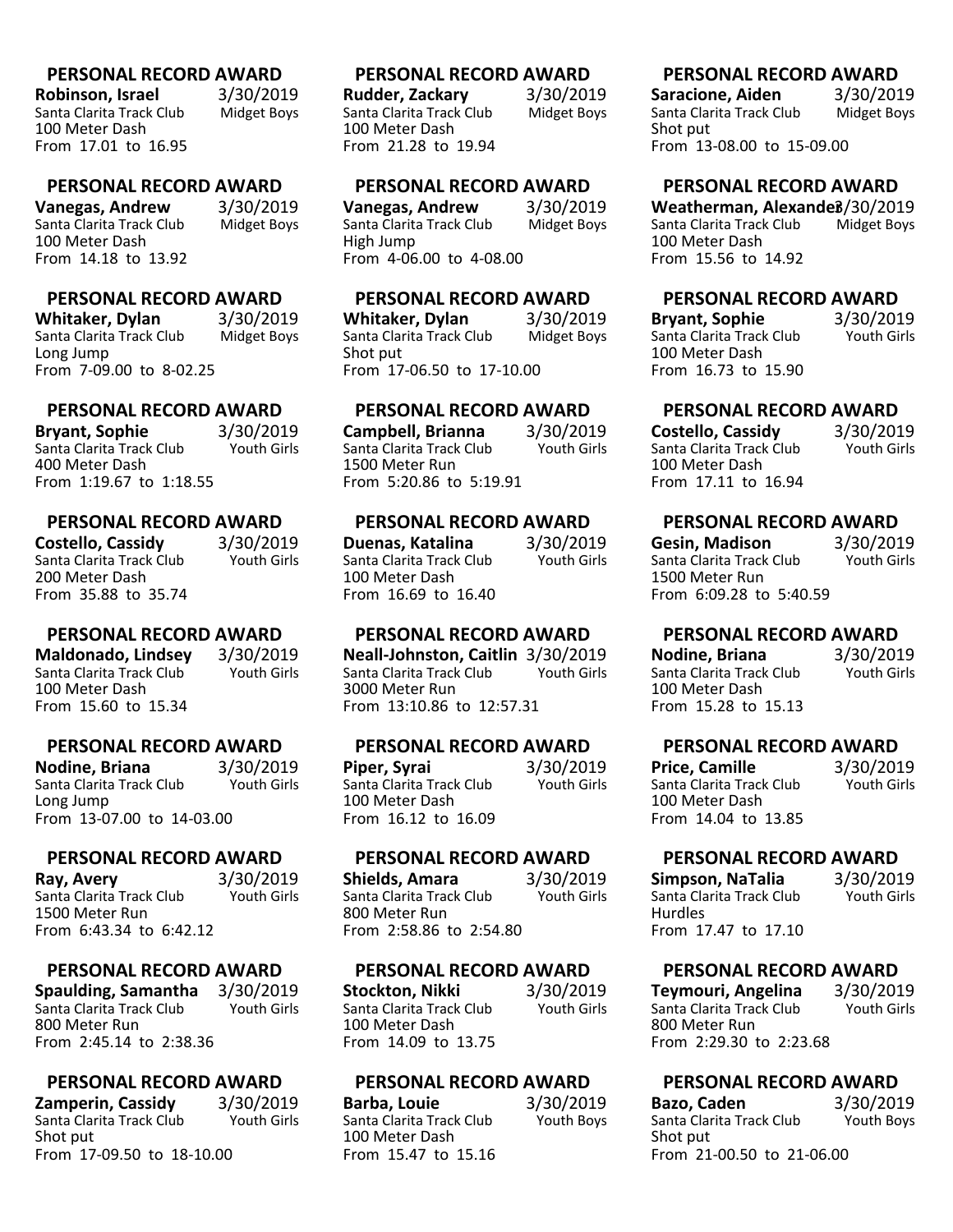**PERSONAL RECORD AWARD**
**Robinson, Israel** 3/30/2019
Santa Clarita Track Club Midget Boys
100 Meter Dash
From 17.01 to 16.95

**PERSONAL RECORD AWARD**
**Rudder, Zackary** 3/30/2019
Santa Clarita Track Club Midget Boys
100 Meter Dash
From 21.28 to 19.94

**PERSONAL RECORD AWARD**
**Saracione, Aiden** 3/30/2019
Santa Clarita Track Club Midget Boys
Shot put
From 13-08.00 to 15-09.00

**PERSONAL RECORD AWARD**
**Vanegas, Andrew** 3/30/2019
Santa Clarita Track Club Midget Boys
100 Meter Dash
From 14.18 to 13.92

**PERSONAL RECORD AWARD**
**Vanegas, Andrew** 3/30/2019
Santa Clarita Track Club Midget Boys
High Jump
From 4-06.00 to 4-08.00

**PERSONAL RECORD AWARD**
**Weatherman, Alexander** 3/30/2019
Santa Clarita Track Club Midget Boys
100 Meter Dash
From 15.56 to 14.92

**PERSONAL RECORD AWARD**
**Whitaker, Dylan** 3/30/2019
Santa Clarita Track Club Midget Boys
Long Jump
From 7-09.00 to 8-02.25

**PERSONAL RECORD AWARD**
**Whitaker, Dylan** 3/30/2019
Santa Clarita Track Club Midget Boys
Shot put
From 17-06.50 to 17-10.00

**PERSONAL RECORD AWARD**
**Bryant, Sophie** 3/30/2019
Santa Clarita Track Club Youth Girls
100 Meter Dash
From 16.73 to 15.90

**PERSONAL RECORD AWARD**
**Bryant, Sophie** 3/30/2019
Santa Clarita Track Club Youth Girls
400 Meter Dash
From 1:19.67 to 1:18.55

**PERSONAL RECORD AWARD**
**Campbell, Brianna** 3/30/2019
Santa Clarita Track Club Youth Girls
1500 Meter Run
From 5:20.86 to 5:19.91

**PERSONAL RECORD AWARD**
**Costello, Cassidy** 3/30/2019
Santa Clarita Track Club Youth Girls
100 Meter Dash
From 17.11 to 16.94

**PERSONAL RECORD AWARD**
**Costello, Cassidy** 3/30/2019
Santa Clarita Track Club Youth Girls
200 Meter Dash
From 35.88 to 35.74

**PERSONAL RECORD AWARD**
**Duenas, Katalina** 3/30/2019
Santa Clarita Track Club Youth Girls
100 Meter Dash
From 16.69 to 16.40

**PERSONAL RECORD AWARD**
**Gesin, Madison** 3/30/2019
Santa Clarita Track Club Youth Girls
1500 Meter Run
From 6:09.28 to 5:40.59

**PERSONAL RECORD AWARD**
**Maldonado, Lindsey** 3/30/2019
Santa Clarita Track Club Youth Girls
100 Meter Dash
From 15.60 to 15.34

**PERSONAL RECORD AWARD**
**Neall-Johnston, Caitlin** 3/30/2019
Santa Clarita Track Club Youth Girls
3000 Meter Run
From 13:10.86 to 12:57.31

**PERSONAL RECORD AWARD**
**Nodine, Briana** 3/30/2019
Santa Clarita Track Club Youth Girls
100 Meter Dash
From 15.28 to 15.13

**PERSONAL RECORD AWARD**
**Nodine, Briana** 3/30/2019
Santa Clarita Track Club Youth Girls
Long Jump
From 13-07.00 to 14-03.00

**PERSONAL RECORD AWARD**
**Piper, Syrai** 3/30/2019
Santa Clarita Track Club Youth Girls
100 Meter Dash
From 16.12 to 16.09

**PERSONAL RECORD AWARD**
**Price, Camille** 3/30/2019
Santa Clarita Track Club Youth Girls
100 Meter Dash
From 14.04 to 13.85

**PERSONAL RECORD AWARD**
**Ray, Avery** 3/30/2019
Santa Clarita Track Club Youth Girls
1500 Meter Run
From 6:43.34 to 6:42.12

**PERSONAL RECORD AWARD**
**Shields, Amara** 3/30/2019
Santa Clarita Track Club Youth Girls
800 Meter Run
From 2:58.86 to 2:54.80

**PERSONAL RECORD AWARD**
**Simpson, NaTalia** 3/30/2019
Santa Clarita Track Club Youth Girls
Hurdles
From 17.47 to 17.10

**PERSONAL RECORD AWARD**
**Spaulding, Samantha** 3/30/2019
Santa Clarita Track Club Youth Girls
800 Meter Run
From 2:45.14 to 2:38.36

**PERSONAL RECORD AWARD**
**Stockton, Nikki** 3/30/2019
Santa Clarita Track Club Youth Girls
100 Meter Dash
From 14.09 to 13.75

**PERSONAL RECORD AWARD**
**Teymouri, Angelina** 3/30/2019
Santa Clarita Track Club Youth Girls
800 Meter Run
From 2:29.30 to 2:23.68

**PERSONAL RECORD AWARD**
**Zamperin, Cassidy** 3/30/2019
Santa Clarita Track Club Youth Girls
Shot put
From 17-09.50 to 18-10.00

**PERSONAL RECORD AWARD**
**Barba, Louie** 3/30/2019
Santa Clarita Track Club Youth Boys
100 Meter Dash
From 15.47 to 15.16

**PERSONAL RECORD AWARD**
**Bazo, Caden** 3/30/2019
Santa Clarita Track Club Youth Boys
Shot put
From 21-00.50 to 21-06.00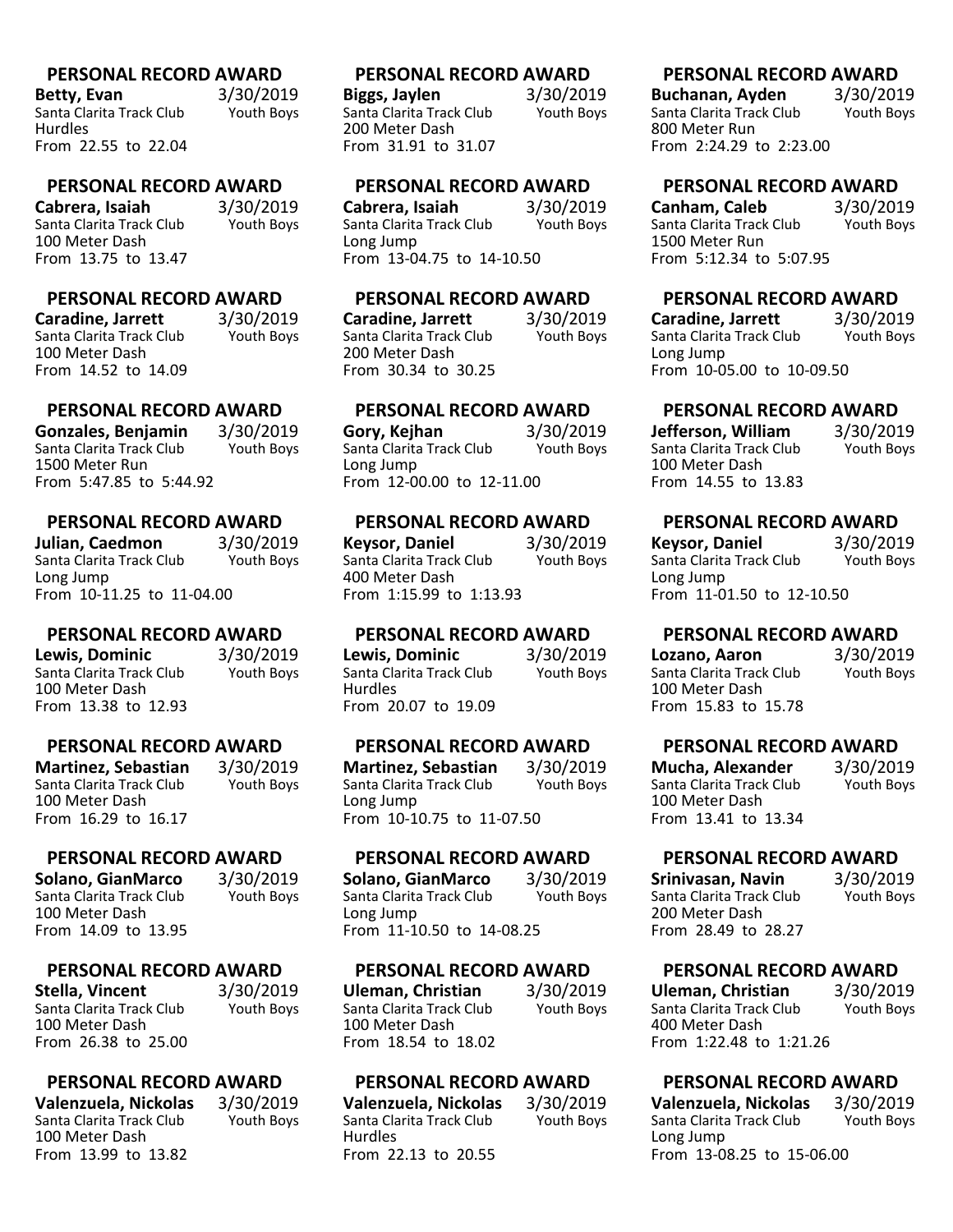**PERSONAL RECORD AWARD**

**Betty, Evan** 3/30/2019
Santa Clarita Track Club Youth Boys
Hurdles
From 22.55 to 22.04

**PERSONAL RECORD AWARD**

**Biggs, Jaylen** 3/30/2019
Santa Clarita Track Club Youth Boys
200 Meter Dash
From 31.91 to 31.07

**PERSONAL RECORD AWARD**

**Buchanan, Ayden** 3/30/2019
Santa Clarita Track Club Youth Boys
800 Meter Run
From 2:24.29 to 2:23.00

**PERSONAL RECORD AWARD**

**Cabrera, Isaiah** 3/30/2019
Santa Clarita Track Club Youth Boys
100 Meter Dash
From 13.75 to 13.47

**PERSONAL RECORD AWARD**

**Cabrera, Isaiah** 3/30/2019
Santa Clarita Track Club Youth Boys
Long Jump
From 13-04.75 to 14-10.50

**PERSONAL RECORD AWARD**

**Canham, Caleb** 3/30/2019
Santa Clarita Track Club Youth Boys
1500 Meter Run
From 5:12.34 to 5:07.95

**PERSONAL RECORD AWARD**

**Caradine, Jarrett** 3/30/2019
Santa Clarita Track Club Youth Boys
100 Meter Dash
From 14.52 to 14.09

**PERSONAL RECORD AWARD**

**Caradine, Jarrett** 3/30/2019
Santa Clarita Track Club Youth Boys
200 Meter Dash
From 30.34 to 30.25

**PERSONAL RECORD AWARD**

**Caradine, Jarrett** 3/30/2019
Santa Clarita Track Club Youth Boys
Long Jump
From 10-05.00 to 10-09.50

**PERSONAL RECORD AWARD**

**Gonzales, Benjamin** 3/30/2019
Santa Clarita Track Club Youth Boys
1500 Meter Run
From 5:47.85 to 5:44.92

**PERSONAL RECORD AWARD**

**Gory, Kejhan** 3/30/2019
Santa Clarita Track Club Youth Boys
Long Jump
From 12-00.00 to 12-11.00

**PERSONAL RECORD AWARD**

**Jefferson, William** 3/30/2019
Santa Clarita Track Club Youth Boys
100 Meter Dash
From 14.55 to 13.83

**PERSONAL RECORD AWARD**

**Julian, Caedmon** 3/30/2019
Santa Clarita Track Club Youth Boys
Long Jump
From 10-11.25 to 11-04.00

**PERSONAL RECORD AWARD**

**Keysor, Daniel** 3/30/2019
Santa Clarita Track Club Youth Boys
400 Meter Dash
From 1:15.99 to 1:13.93

**PERSONAL RECORD AWARD**

**Keysor, Daniel** 3/30/2019
Santa Clarita Track Club Youth Boys
Long Jump
From 11-01.50 to 12-10.50

**PERSONAL RECORD AWARD**

**Lewis, Dominic** 3/30/2019
Santa Clarita Track Club Youth Boys
100 Meter Dash
From 13.38 to 12.93

**PERSONAL RECORD AWARD**

**Lewis, Dominic** 3/30/2019
Santa Clarita Track Club Youth Boys
Hurdles
From 20.07 to 19.09

**PERSONAL RECORD AWARD**

**Lozano, Aaron** 3/30/2019
Santa Clarita Track Club Youth Boys
100 Meter Dash
From 15.83 to 15.78

**PERSONAL RECORD AWARD**

**Martinez, Sebastian** 3/30/2019
Santa Clarita Track Club Youth Boys
100 Meter Dash
From 16.29 to 16.17

**PERSONAL RECORD AWARD**

**Martinez, Sebastian** 3/30/2019
Santa Clarita Track Club Youth Boys
Long Jump
From 10-10.75 to 11-07.50

**PERSONAL RECORD AWARD**

**Mucha, Alexander** 3/30/2019
Santa Clarita Track Club Youth Boys
100 Meter Dash
From 13.41 to 13.34

**PERSONAL RECORD AWARD**

**Solano, GianMarco** 3/30/2019
Santa Clarita Track Club Youth Boys
100 Meter Dash
From 14.09 to 13.95

**PERSONAL RECORD AWARD**

**Solano, GianMarco** 3/30/2019
Santa Clarita Track Club Youth Boys
Long Jump
From 11-10.50 to 14-08.25

**PERSONAL RECORD AWARD**

**Srinivasan, Navin** 3/30/2019
Santa Clarita Track Club Youth Boys
200 Meter Dash
From 28.49 to 28.27

**PERSONAL RECORD AWARD**

**Stella, Vincent** 3/30/2019
Santa Clarita Track Club Youth Boys
100 Meter Dash
From 26.38 to 25.00

**PERSONAL RECORD AWARD**

**Uleman, Christian** 3/30/2019
Santa Clarita Track Club Youth Boys
100 Meter Dash
From 18.54 to 18.02

**PERSONAL RECORD AWARD**

**Uleman, Christian** 3/30/2019
Santa Clarita Track Club Youth Boys
400 Meter Dash
From 1:22.48 to 1:21.26

**PERSONAL RECORD AWARD**

**Valenzuela, Nickolas** 3/30/2019
Santa Clarita Track Club Youth Boys
100 Meter Dash
From 13.99 to 13.82

**PERSONAL RECORD AWARD**

**Valenzuela, Nickolas** 3/30/2019
Santa Clarita Track Club Youth Boys
Hurdles
From 22.13 to 20.55

**PERSONAL RECORD AWARD**

**Valenzuela, Nickolas** 3/30/2019
Santa Clarita Track Club Youth Boys
Long Jump
From 13-08.25 to 15-06.00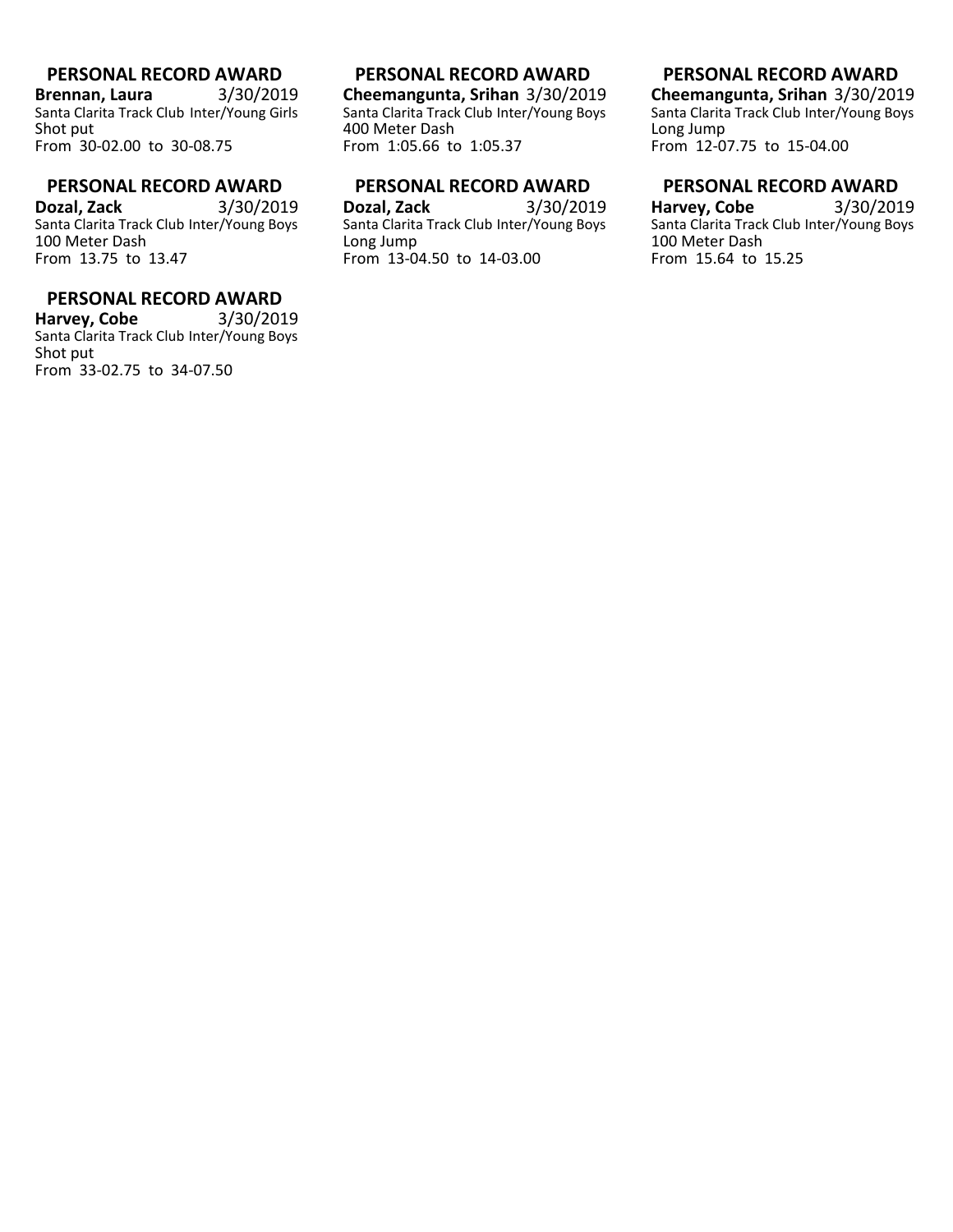## PERSONAL RECORD AWARD

**Brennan, Laura** 3/30/2019
Santa Clarita Track Club Inter/Young Girls
Shot put
From 30-02.00 to 30-08.75

## PERSONAL RECORD AWARD

**Cheemangunta, Srihan** 3/30/2019
Santa Clarita Track Club Inter/Young Boys
400 Meter Dash
From 1:05.66 to 1:05.37

## PERSONAL RECORD AWARD

**Cheemangunta, Srihan** 3/30/2019
Santa Clarita Track Club Inter/Young Boys
Long Jump
From 12-07.75 to 15-04.00

## PERSONAL RECORD AWARD

**Dozal, Zack** 3/30/2019
Santa Clarita Track Club Inter/Young Boys
100 Meter Dash
From 13.75 to 13.47

## PERSONAL RECORD AWARD

**Dozal, Zack** 3/30/2019
Santa Clarita Track Club Inter/Young Boys
Long Jump
From 13-04.50 to 14-03.00

## PERSONAL RECORD AWARD

**Harvey, Cobe** 3/30/2019
Santa Clarita Track Club Inter/Young Boys
100 Meter Dash
From 15.64 to 15.25

## PERSONAL RECORD AWARD

**Harvey, Cobe** 3/30/2019
Santa Clarita Track Club Inter/Young Boys
Shot put
From 33-02.75 to 34-07.50